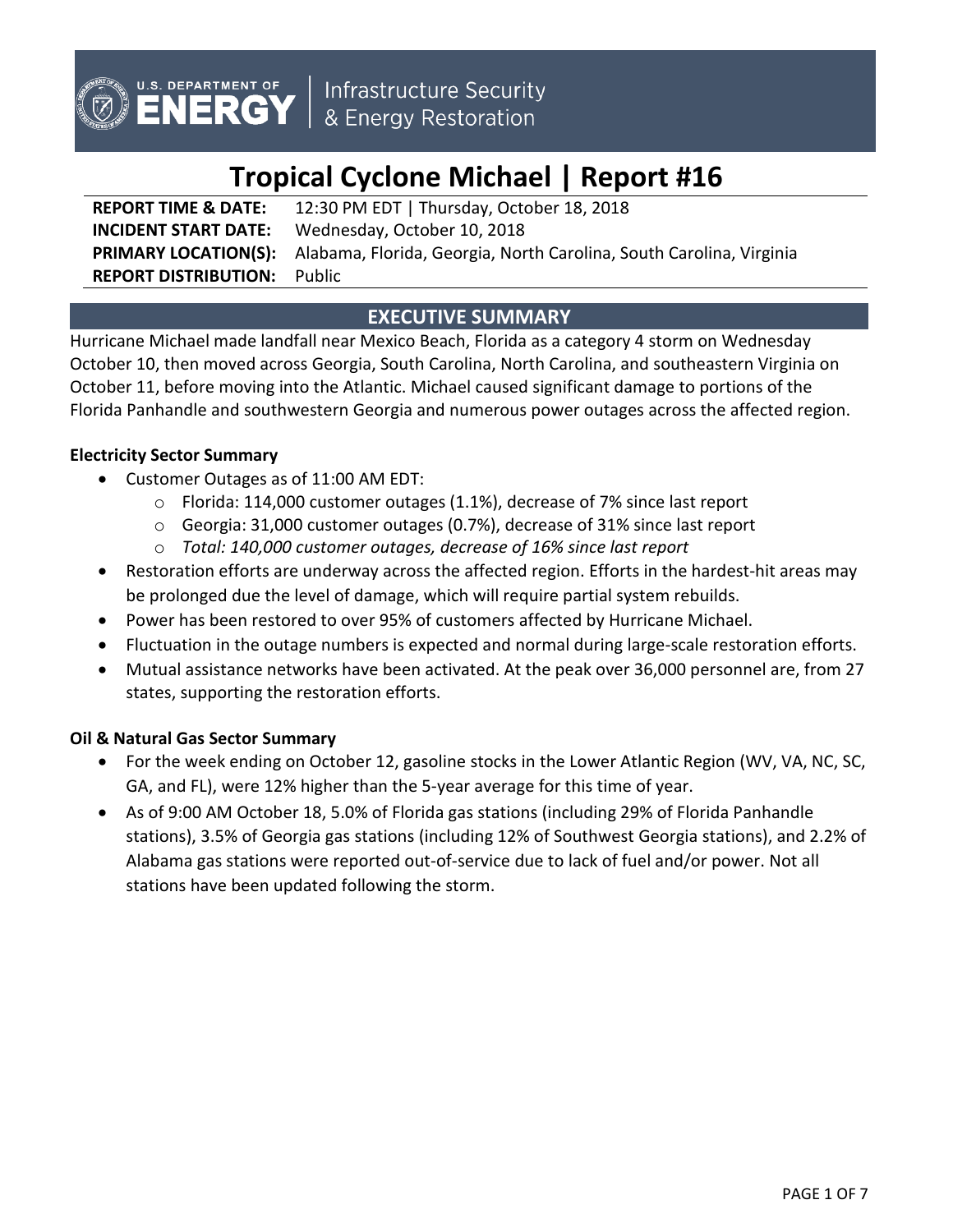U.S. DEPARTMENT OF ENERGY | Infrastructure Security & Energy Restoration

# Tropical Cyclone Michael | Report #16

**REPORT TIME & DATE:** 12:30 PM EDT | Thursday, October 18, 2018
**INCIDENT START DATE:** Wednesday, October 10, 2018
**PRIMARY LOCATION(S):** Alabama, Florida, Georgia, North Carolina, South Carolina, Virginia
**REPORT DISTRIBUTION:** Public

## EXECUTIVE SUMMARY

Hurricane Michael made landfall near Mexico Beach, Florida as a category 4 storm on Wednesday October 10, then moved across Georgia, South Carolina, North Carolina, and southeastern Virginia on October 11, before moving into the Atlantic. Michael caused significant damage to portions of the Florida Panhandle and southwestern Georgia and numerous power outages across the affected region.

### Electricity Sector Summary

- Customer Outages as of 11:00 AM EDT:
  - Florida: 114,000 customer outages (1.1%), decrease of 7% since last report
  - Georgia: 31,000 customer outages (0.7%), decrease of 31% since last report
  - *Total: 140,000 customer outages, decrease of 16% since last report*
- Restoration efforts are underway across the affected region. Efforts in the hardest-hit areas may be prolonged due the level of damage, which will require partial system rebuilds.
- Power has been restored to over 95% of customers affected by Hurricane Michael.
- Fluctuation in the outage numbers is expected and normal during large-scale restoration efforts.
- Mutual assistance networks have been activated. At the peak over 36,000 personnel are, from 27 states, supporting the restoration efforts.

### Oil & Natural Gas Sector Summary

- For the week ending on October 12, gasoline stocks in the Lower Atlantic Region (WV, VA, NC, SC, GA, and FL), were 12% higher than the 5-year average for this time of year.
- As of 9:00 AM October 18, 5.0% of Florida gas stations (including 29% of Florida Panhandle stations), 3.5% of Georgia gas stations (including 12% of Southwest Georgia stations), and 2.2% of Alabama gas stations were reported out-of-service due to lack of fuel and/or power. Not all stations have been updated following the storm.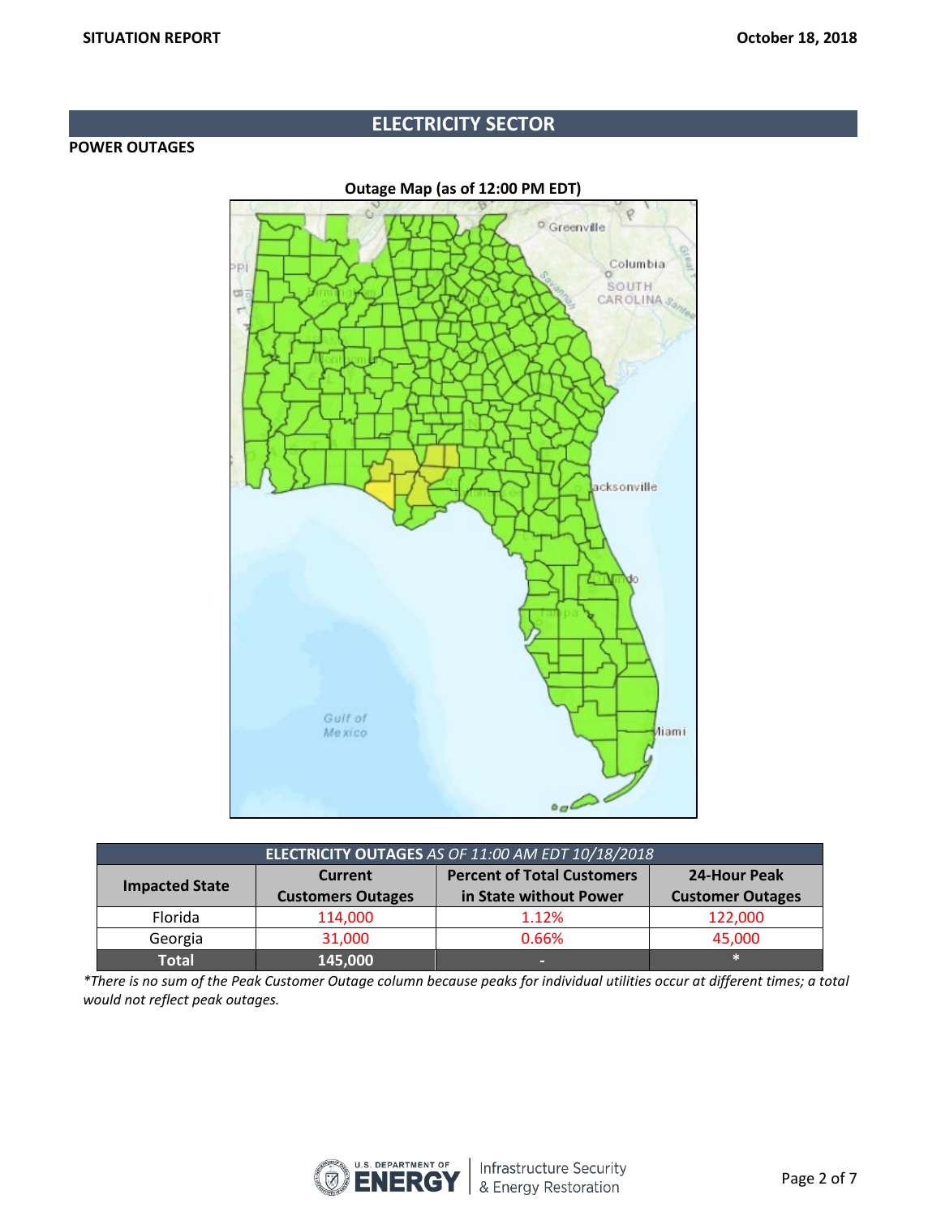# ELECTRICITY SECTOR

## POWER OUTAGES

**Outage Map (as of 12:00 PM EDT)**

| **ELECTRICITY OUTAGES** *AS OF 11:00 AM EDT 10/18/2018* | | | |
|---|---|---|---|
| **Impacted State** | **Current Customers Outages** | **Percent of Total Customers in State without Power** | **24-Hour Peak Customer Outages** |
| Florida | 114,000 | 1.12% | 122,000 |
| Georgia | 31,000 | 0.66% | 45,000 |
| **Total** | **145,000** | - | * |

*\*There is no sum of the Peak Customer Outage column because peaks for individual utilities occur at different times; a total would not reflect peak outages.*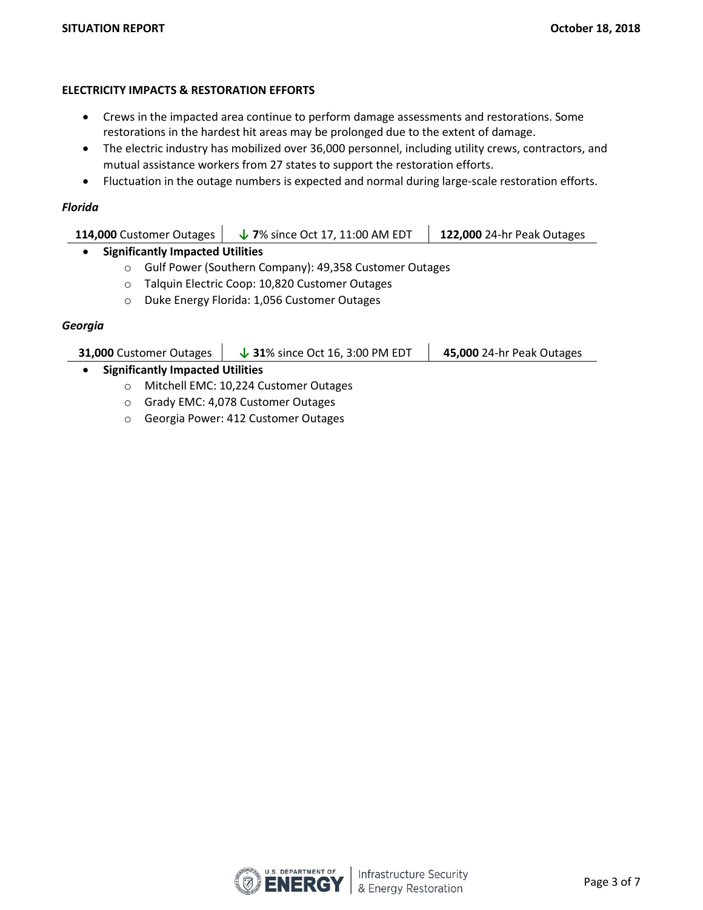## ELECTRICITY IMPACTS & RESTORATION EFFORTS

- Crews in the impacted area continue to perform damage assessments and restorations. Some restorations in the hardest hit areas may be prolonged due to the extent of damage.
- The electric industry has mobilized over 36,000 personnel, including utility crews, contractors, and mutual assistance workers from 27 states to support the restoration efforts.
- Fluctuation in the outage numbers is expected and normal during large-scale restoration efforts.

### *Florida*

| **114,000** Customer Outages | ↓ **7**% since Oct 17, 11:00 AM EDT | **122,000** 24-hr Peak Outages |
|---|---|---|

- **Significantly Impacted Utilities**
  - Gulf Power (Southern Company): 49,358 Customer Outages
  - Talquin Electric Coop: 10,820 Customer Outages
  - Duke Energy Florida: 1,056 Customer Outages

### *Georgia*

| **31,000** Customer Outages | ↓ **31**% since Oct 16, 3:00 PM EDT | **45,000** 24-hr Peak Outages |
|---|---|---|

- **Significantly Impacted Utilities**
  - Mitchell EMC: 10,224 Customer Outages
  - Grady EMC: 4,078 Customer Outages
  - Georgia Power: 412 Customer Outages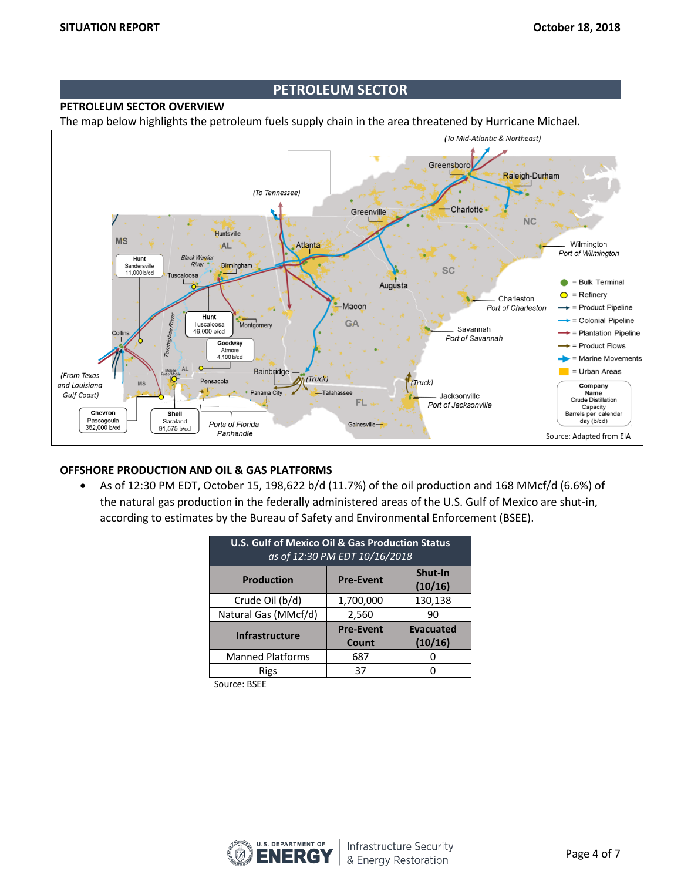## PETROLEUM SECTOR

### PETROLEUM SECTOR OVERVIEW

The map below highlights the petroleum fuels supply chain in the area threatened by Hurricane Michael.

Source: Adapted from EIA

### OFFSHORE PRODUCTION AND OIL & GAS PLATFORMS

- As of 12:30 PM EDT, October 15, 198,622 b/d (11.7%) of the oil production and 168 MMcf/d (6.6%) of the natural gas production in the federally administered areas of the U.S. Gulf of Mexico are shut-in, according to estimates by the Bureau of Safety and Environmental Enforcement (BSEE).

| U.S. Gulf of Mexico Oil & Gas Production Status *as of 12:30 PM EDT 10/16/2018* | | |
|---|---|---|
| **Production** | **Pre-Event** | **Shut-In (10/16)** |
| Crude Oil (b/d) | 1,700,000 | 130,138 |
| Natural Gas (MMcf/d) | 2,560 | 90 |
| **Infrastructure** | **Pre-Event Count** | **Evacuated (10/16)** |
| Manned Platforms | 687 | 0 |
| Rigs | 37 | 0 |

Source: BSEE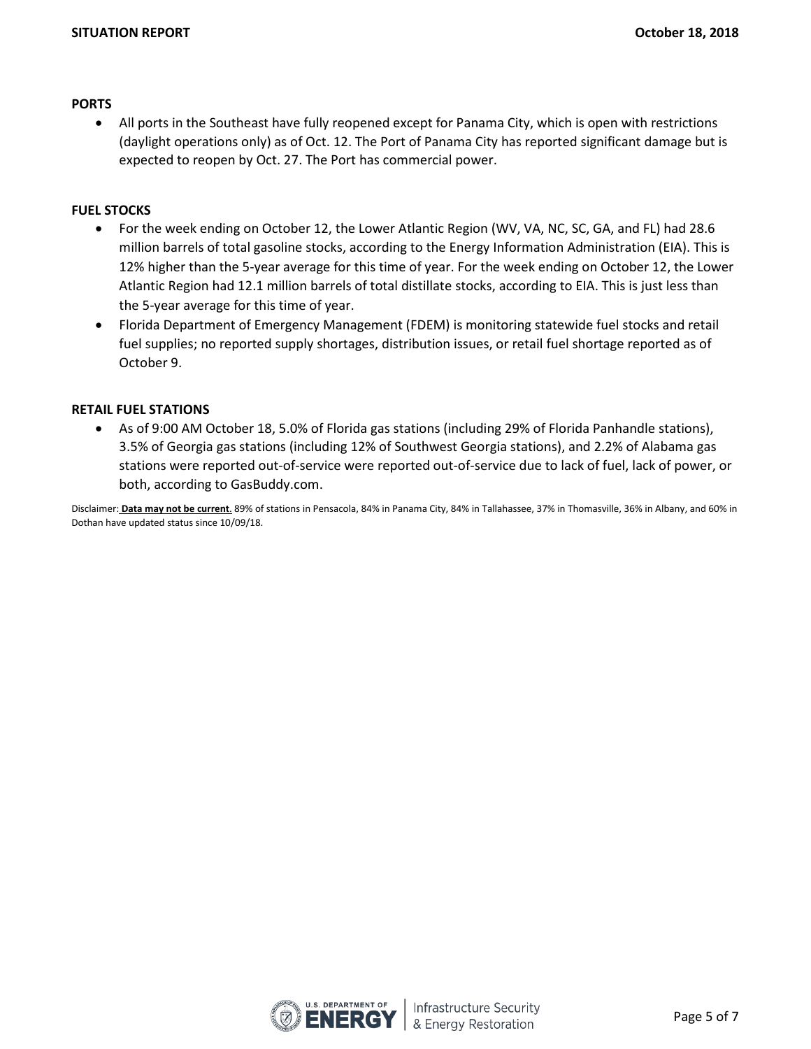**PORTS**

- All ports in the Southeast have fully reopened except for Panama City, which is open with restrictions (daylight operations only) as of Oct. 12. The Port of Panama City has reported significant damage but is expected to reopen by Oct. 27. The Port has commercial power.

**FUEL STOCKS**

- For the week ending on October 12, the Lower Atlantic Region (WV, VA, NC, SC, GA, and FL) had 28.6 million barrels of total gasoline stocks, according to the Energy Information Administration (EIA). This is 12% higher than the 5-year average for this time of year. For the week ending on October 12, the Lower Atlantic Region had 12.1 million barrels of total distillate stocks, according to EIA. This is just less than the 5-year average for this time of year.
- Florida Department of Emergency Management (FDEM) is monitoring statewide fuel stocks and retail fuel supplies; no reported supply shortages, distribution issues, or retail fuel shortage reported as of October 9.

**RETAIL FUEL STATIONS**

- As of 9:00 AM October 18, 5.0% of Florida gas stations (including 29% of Florida Panhandle stations), 3.5% of Georgia gas stations (including 12% of Southwest Georgia stations), and 2.2% of Alabama gas stations were reported out-of-service were reported out-of-service due to lack of fuel, lack of power, or both, according to GasBuddy.com.

Disclaimer: **Data may not be current**. 89% of stations in Pensacola, 84% in Panama City, 84% in Tallahassee, 37% in Thomasville, 36% in Albany, and 60% in Dothan have updated status since 10/09/18.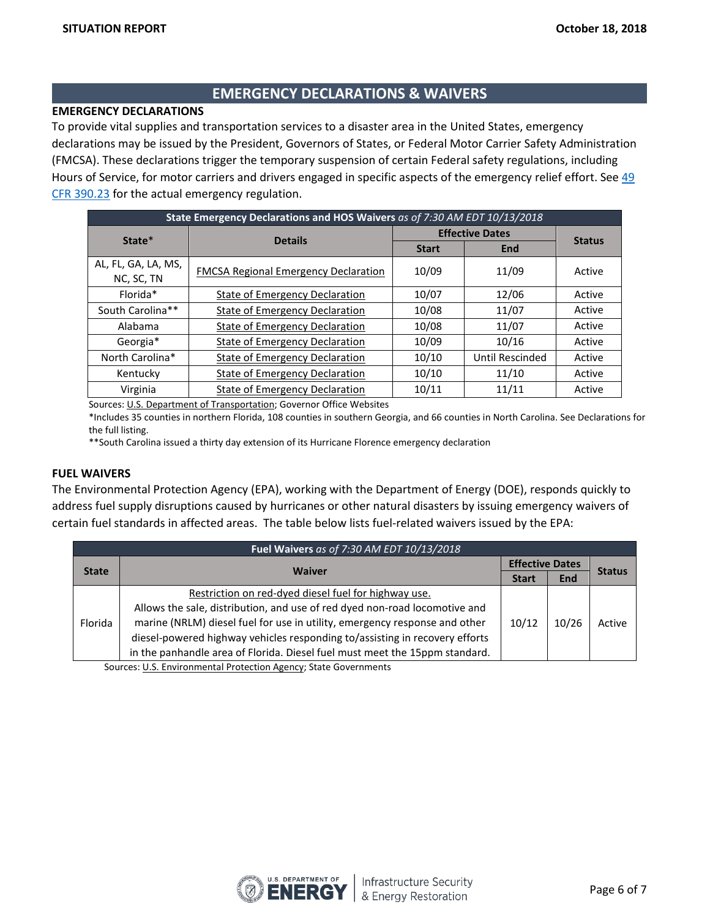## EMERGENCY DECLARATIONS & WAIVERS

### EMERGENCY DECLARATIONS

To provide vital supplies and transportation services to a disaster area in the United States, emergency declarations may be issued by the President, Governors of States, or Federal Motor Carrier Safety Administration (FMCSA). These declarations trigger the temporary suspension of certain Federal safety regulations, including Hours of Service, for motor carriers and drivers engaged in specific aspects of the emergency relief effort. See 49 CFR 390.23 for the actual emergency regulation.

| **State Emergency Declarations and HOS Waivers** *as of 7:30 AM EDT 10/13/2018* | | | | |
|---|---|---|---|---|
| **State*** | **Details** | **Effective Dates** | | **Status** |
| | | **Start** | **End** | |
| AL, FL, GA, LA, MS, NC, SC, TN | FMCSA Regional Emergency Declaration | 10/09 | 11/09 | Active |
| Florida* | State of Emergency Declaration | 10/07 | 12/06 | Active |
| South Carolina** | State of Emergency Declaration | 10/08 | 11/07 | Active |
| Alabama | State of Emergency Declaration | 10/08 | 11/07 | Active |
| Georgia* | State of Emergency Declaration | 10/09 | 10/16 | Active |
| North Carolina* | State of Emergency Declaration | 10/10 | Until Rescinded | Active |
| Kentucky | State of Emergency Declaration | 10/10 | 11/10 | Active |
| Virginia | State of Emergency Declaration | 10/11 | 11/11 | Active |

Sources: U.S. Department of Transportation; Governor Office Websites

*Includes 35 counties in northern Florida, 108 counties in southern Georgia, and 66 counties in North Carolina. See Declarations for the full listing.

**South Carolina issued a thirty day extension of its Hurricane Florence emergency declaration

### FUEL WAIVERS

The Environmental Protection Agency (EPA), working with the Department of Energy (DOE), responds quickly to address fuel supply disruptions caused by hurricanes or other natural disasters by issuing emergency waivers of certain fuel standards in affected areas. The table below lists fuel-related waivers issued by the EPA:

| **Fuel Waivers** *as of 7:30 AM EDT 10/13/2018* | | | | |
|---|---|---|---|---|
| **State** | **Waiver** | **Effective Dates** | | **Status** |
| | | **Start** | **End** | |
| Florida | Restriction on red-dyed diesel fuel for highway use. Allows the sale, distribution, and use of red dyed non-road locomotive and marine (NRLM) diesel fuel for use in utility, emergency response and other diesel-powered highway vehicles responding to/assisting in recovery efforts in the panhandle area of Florida. Diesel fuel must meet the 15ppm standard. | 10/12 | 10/26 | Active |

Sources: U.S. Environmental Protection Agency; State Governments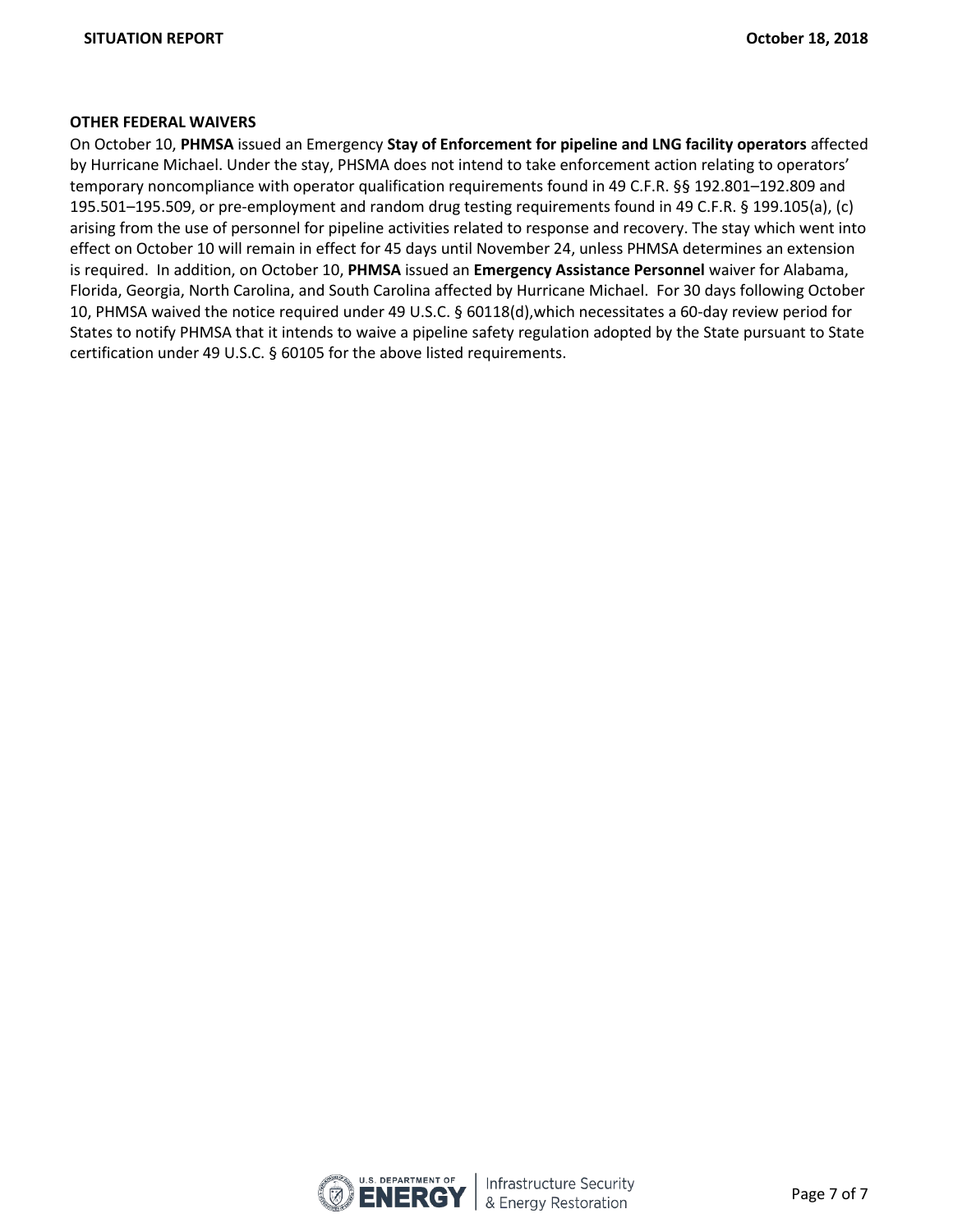**OTHER FEDERAL WAIVERS**

On October 10, **PHMSA** issued an Emergency **Stay of Enforcement for pipeline and LNG facility operators** affected by Hurricane Michael. Under the stay, PHSMA does not intend to take enforcement action relating to operators' temporary noncompliance with operator qualification requirements found in 49 C.F.R. §§ 192.801–192.809 and 195.501–195.509, or pre-employment and random drug testing requirements found in 49 C.F.R. § 199.105(a), (c) arising from the use of personnel for pipeline activities related to response and recovery. The stay which went into effect on October 10 will remain in effect for 45 days until November 24, unless PHMSA determines an extension is required. In addition, on October 10, **PHMSA** issued an **Emergency Assistance Personnel** waiver for Alabama, Florida, Georgia, North Carolina, and South Carolina affected by Hurricane Michael. For 30 days following October 10, PHMSA waived the notice required under 49 U.S.C. § 60118(d),which necessitates a 60-day review period for States to notify PHMSA that it intends to waive a pipeline safety regulation adopted by the State pursuant to State certification under 49 U.S.C. § 60105 for the above listed requirements.